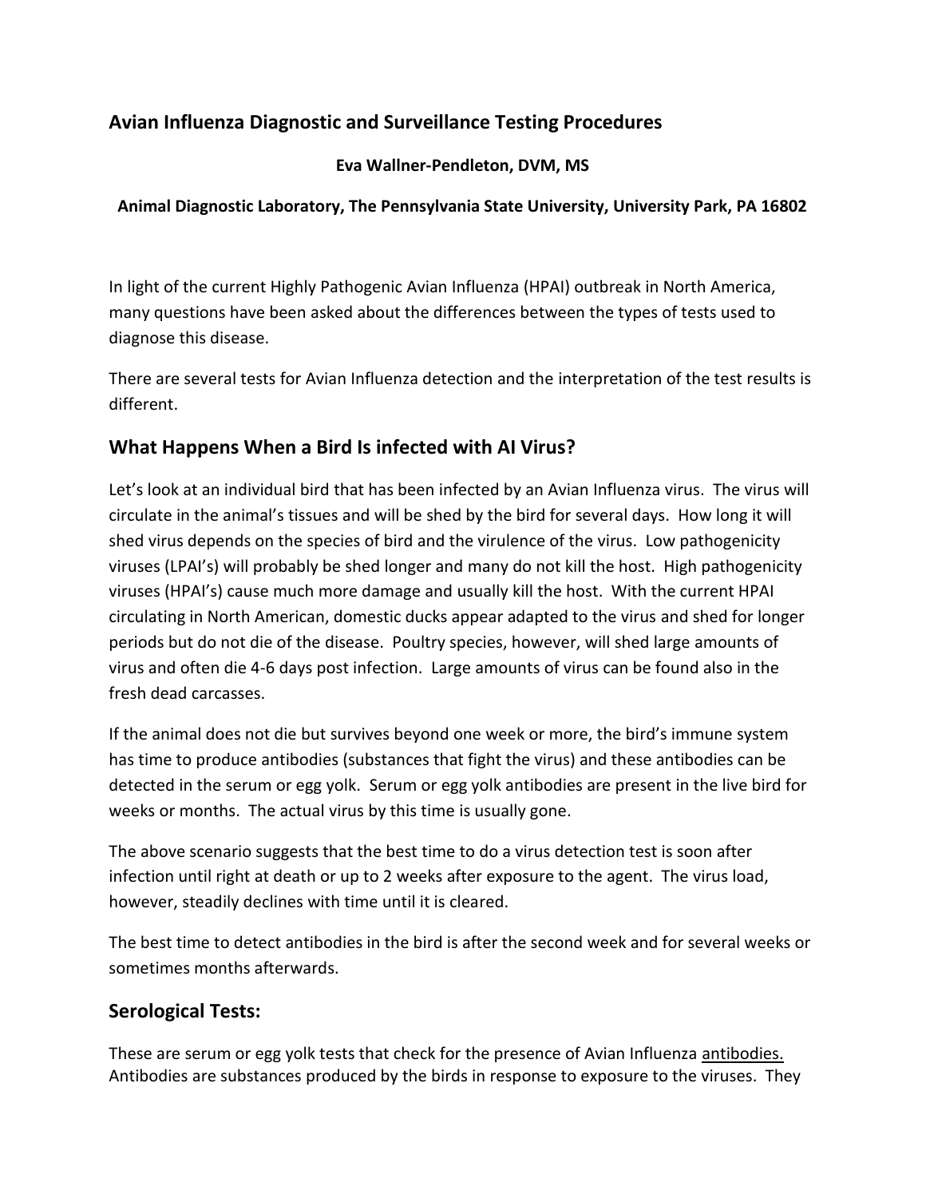## Avian Influenza Diagnostic and Surveillance Testing Procedures

**Eva Wallner-Pendleton, DVM, MS**

**Animal Diagnostic Laboratory, The Pennsylvania State University, University Park, PA 16802**

In light of the current Highly Pathogenic Avian Influenza (HPAI) outbreak in North America, many questions have been asked about the differences between the types of tests used to diagnose this disease.

There are several tests for Avian Influenza detection and the interpretation of the test results is different.

## What Happens When a Bird Is infected with AI Virus?

Let's look at an individual bird that has been infected by an Avian Influenza virus. The virus will circulate in the animal's tissues and will be shed by the bird for several days. How long it will shed virus depends on the species of bird and the virulence of the virus. Low pathogenicity viruses (LPAI's) will probably be shed longer and many do not kill the host. High pathogenicity viruses (HPAI's) cause much more damage and usually kill the host. With the current HPAI circulating in North American, domestic ducks appear adapted to the virus and shed for longer periods but do not die of the disease. Poultry species, however, will shed large amounts of virus and often die 4-6 days post infection. Large amounts of virus can be found also in the fresh dead carcasses.

If the animal does not die but survives beyond one week or more, the bird's immune system has time to produce antibodies (substances that fight the virus) and these antibodies can be detected in the serum or egg yolk. Serum or egg yolk antibodies are present in the live bird for weeks or months. The actual virus by this time is usually gone.

The above scenario suggests that the best time to do a virus detection test is soon after infection until right at death or up to 2 weeks after exposure to the agent. The virus load, however, steadily declines with time until it is cleared.

The best time to detect antibodies in the bird is after the second week and for several weeks or sometimes months afterwards.

## Serological Tests:

These are serum or egg yolk tests that check for the presence of Avian Influenza antibodies. Antibodies are substances produced by the birds in response to exposure to the viruses. They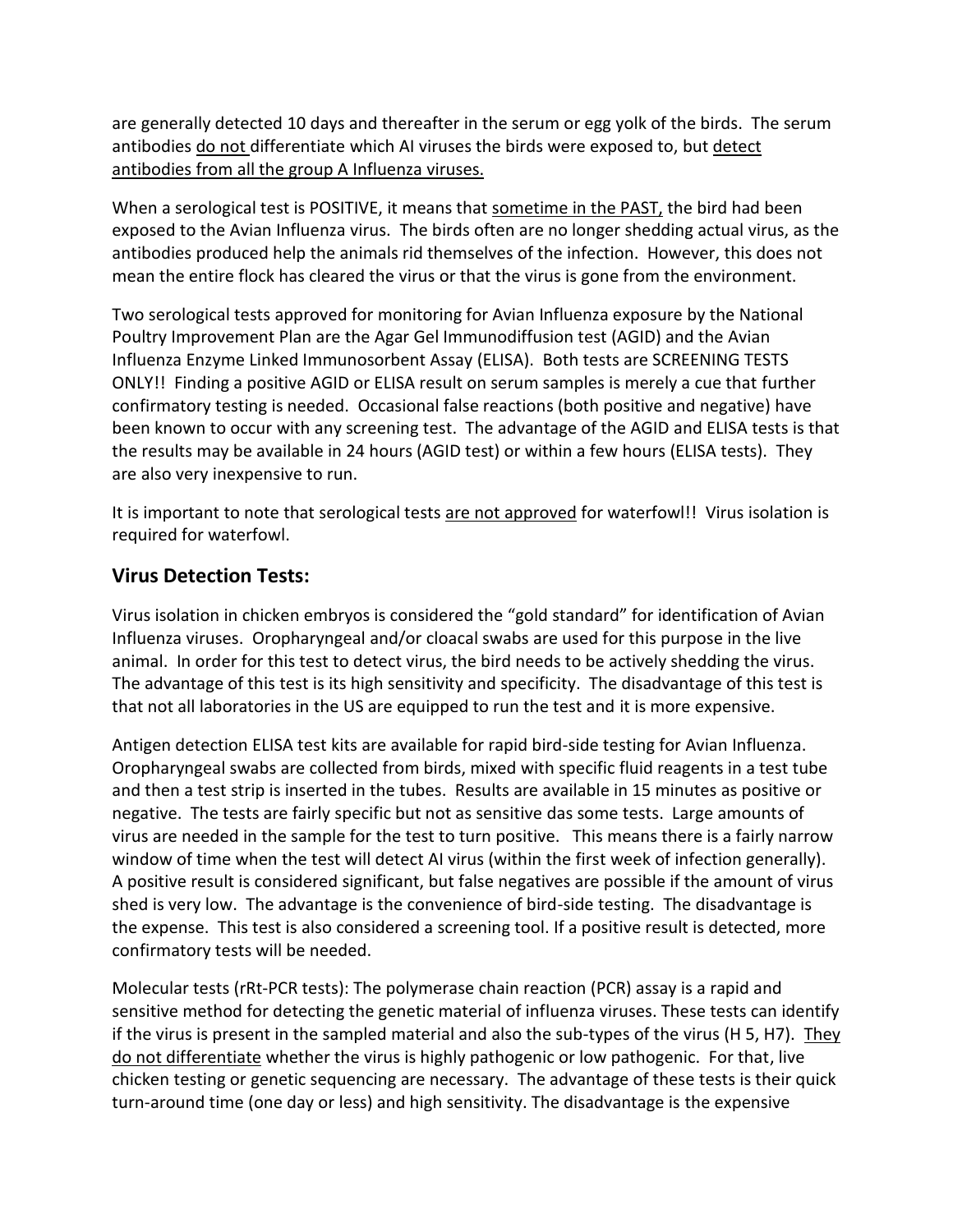are generally detected 10 days and thereafter in the serum or egg yolk of the birds. The serum antibodies do not differentiate which AI viruses the birds were exposed to, but detect antibodies from all the group A Influenza viruses.

When a serological test is POSITIVE, it means that sometime in the PAST, the bird had been exposed to the Avian Influenza virus. The birds often are no longer shedding actual virus, as the antibodies produced help the animals rid themselves of the infection. However, this does not mean the entire flock has cleared the virus or that the virus is gone from the environment.

Two serological tests approved for monitoring for Avian Influenza exposure by the National Poultry Improvement Plan are the Agar Gel Immunodiffusion test (AGID) and the Avian Influenza Enzyme Linked Immunosorbent Assay (ELISA). Both tests are SCREENING TESTS ONLY!! Finding a positive AGID or ELISA result on serum samples is merely a cue that further confirmatory testing is needed. Occasional false reactions (both positive and negative) have been known to occur with any screening test. The advantage of the AGID and ELISA tests is that the results may be available in 24 hours (AGID test) or within a few hours (ELISA tests). They are also very inexpensive to run.

It is important to note that serological tests are not approved for waterfowl!! Virus isolation is required for waterfowl.

## Virus Detection Tests:

Virus isolation in chicken embryos is considered the "gold standard" for identification of Avian Influenza viruses. Oropharyngeal and/or cloacal swabs are used for this purpose in the live animal. In order for this test to detect virus, the bird needs to be actively shedding the virus. The advantage of this test is its high sensitivity and specificity. The disadvantage of this test is that not all laboratories in the US are equipped to run the test and it is more expensive.

Antigen detection ELISA test kits are available for rapid bird-side testing for Avian Influenza. Oropharyngeal swabs are collected from birds, mixed with specific fluid reagents in a test tube and then a test strip is inserted in the tubes. Results are available in 15 minutes as positive or negative. The tests are fairly specific but not as sensitive das some tests. Large amounts of virus are needed in the sample for the test to turn positive. This means there is a fairly narrow window of time when the test will detect AI virus (within the first week of infection generally). A positive result is considered significant, but false negatives are possible if the amount of virus shed is very low. The advantage is the convenience of bird-side testing. The disadvantage is the expense. This test is also considered a screening tool. If a positive result is detected, more confirmatory tests will be needed.

Molecular tests (rRt-PCR tests): The polymerase chain reaction (PCR) assay is a rapid and sensitive method for detecting the genetic material of influenza viruses. These tests can identify if the virus is present in the sampled material and also the sub-types of the virus (H 5, H7). They do not differentiate whether the virus is highly pathogenic or low pathogenic. For that, live chicken testing or genetic sequencing are necessary. The advantage of these tests is their quick turn-around time (one day or less) and high sensitivity. The disadvantage is the expensive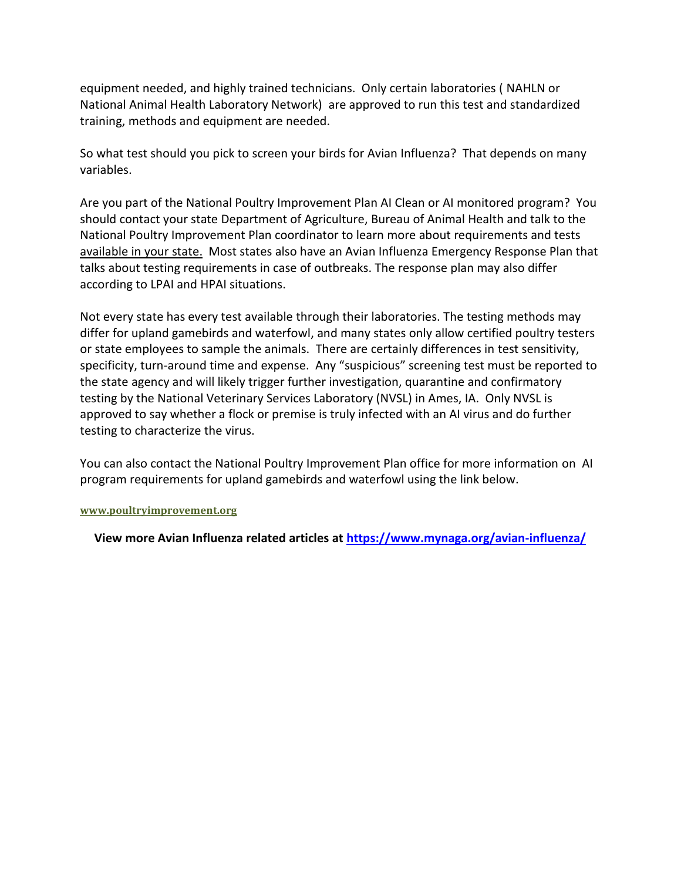equipment needed, and highly trained technicians. Only certain laboratories ( NAHLN or National Animal Health Laboratory Network) are approved to run this test and standardized training, methods and equipment are needed.

So what test should you pick to screen your birds for Avian Influenza? That depends on many variables.

Are you part of the National Poultry Improvement Plan AI Clean or AI monitored program? You should contact your state Department of Agriculture, Bureau of Animal Health and talk to the National Poultry Improvement Plan coordinator to learn more about requirements and tests available in your state. Most states also have an Avian Influenza Emergency Response Plan that talks about testing requirements in case of outbreaks. The response plan may also differ according to LPAI and HPAI situations.

Not every state has every test available through their laboratories. The testing methods may differ for upland gamebirds and waterfowl, and many states only allow certified poultry testers or state employees to sample the animals. There are certainly differences in test sensitivity, specificity, turn-around time and expense. Any "suspicious" screening test must be reported to the state agency and will likely trigger further investigation, quarantine and confirmatory testing by the National Veterinary Services Laboratory (NVSL) in Ames, IA. Only NVSL is approved to say whether a flock or premise is truly infected with an AI virus and do further testing to characterize the virus.

You can also contact the National Poultry Improvement Plan office for more information on AI program requirements for upland gamebirds and waterfowl using the link below.

[www.poultryimprovement.org](http://www.poultryimprovement.org)

**View more Avian Influenza related articles at [https://www.mynaga.org/avian-influenza/](https://www.mynaga.org/avian-influenza/)**